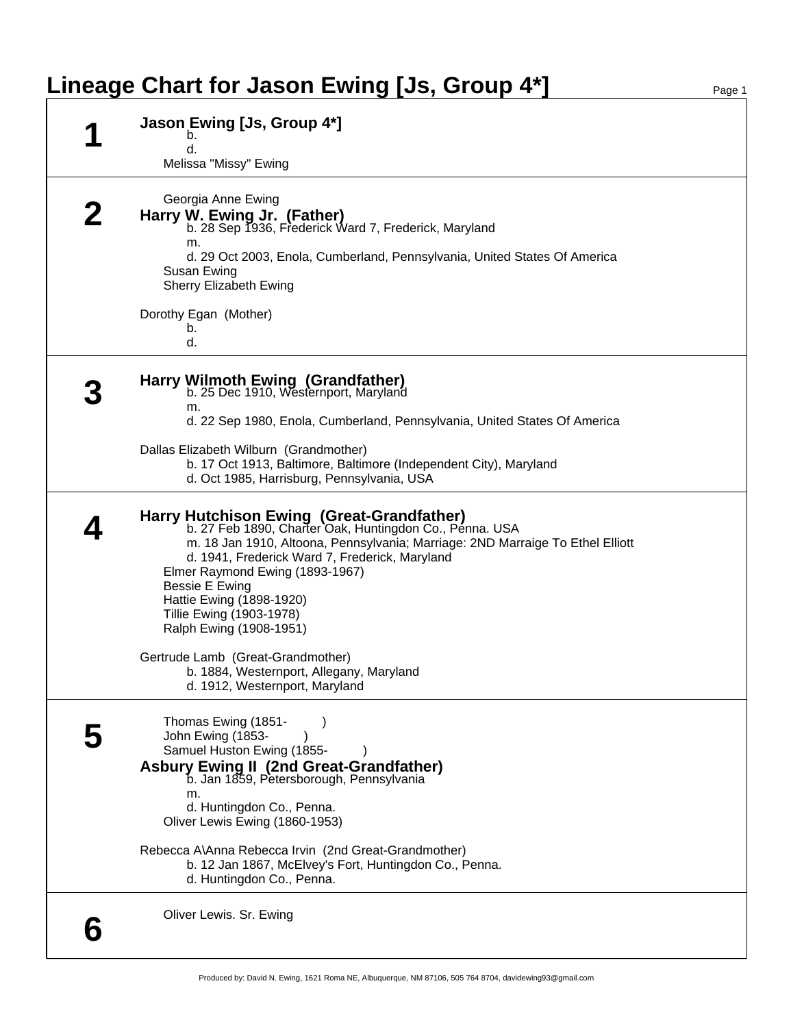# Lineage Chart for Jason Ewing [Js, Group 4*]

## 1

**Jason Ewing [Js, Group 4*]**
b.
d.
Melissa "Missy" Ewing

## 2

Georgia Anne Ewing

**Harry W. Ewing Jr. (Father)**
b. 28 Sep 1936, Frederick Ward 7, Frederick, Maryland
m.
d. 29 Oct 2003, Enola, Cumberland, Pennsylvania, United States Of America

Susan Ewing
Sherry Elizabeth Ewing

Dorothy Egan (Mother)
b.
d.

## 3

**Harry Wilmoth Ewing (Grandfather)**
b. 25 Dec 1910, Westernport, Maryland
m.
d. 22 Sep 1980, Enola, Cumberland, Pennsylvania, United States Of America

Dallas Elizabeth Wilburn (Grandmother)
b. 17 Oct 1913, Baltimore, Baltimore (Independent City), Maryland
d. Oct 1985, Harrisburg, Pennsylvania, USA

## 4

**Harry Hutchison Ewing (Great-Grandfather)**
b. 27 Feb 1890, Charter Oak, Huntingdon Co., Penna. USA
m. 18 Jan 1910, Altoona, Pennsylvania; Marriage: 2ND Marraige To Ethel Elliott
d. 1941, Frederick Ward 7, Frederick, Maryland

Elmer Raymond Ewing (1893-1967)
Bessie E Ewing
Hattie Ewing (1898-1920)
Tillie Ewing (1903-1978)
Ralph Ewing (1908-1951)

Gertrude Lamb (Great-Grandmother)
b. 1884, Westernport, Allegany, Maryland
d. 1912, Westernport, Maryland

## 5

Thomas Ewing (1851- )
John Ewing (1853- )
Samuel Huston Ewing (1855- )

**Asbury Ewing II (2nd Great-Grandfather)**
b. Jan 1859, Petersborough, Pennsylvania
m.
d. Huntingdon Co., Penna.

Oliver Lewis Ewing (1860-1953)

Rebecca A\Anna Rebecca Irvin (2nd Great-Grandmother)
b. 12 Jan 1867, McElvey's Fort, Huntingdon Co., Penna.
d. Huntingdon Co., Penna.

## 6

Oliver Lewis. Sr. Ewing

Produced by: David N. Ewing, 1621 Roma NE, Albuquerque, NM 87106, 505 764 8704, davidewing93@gmail.com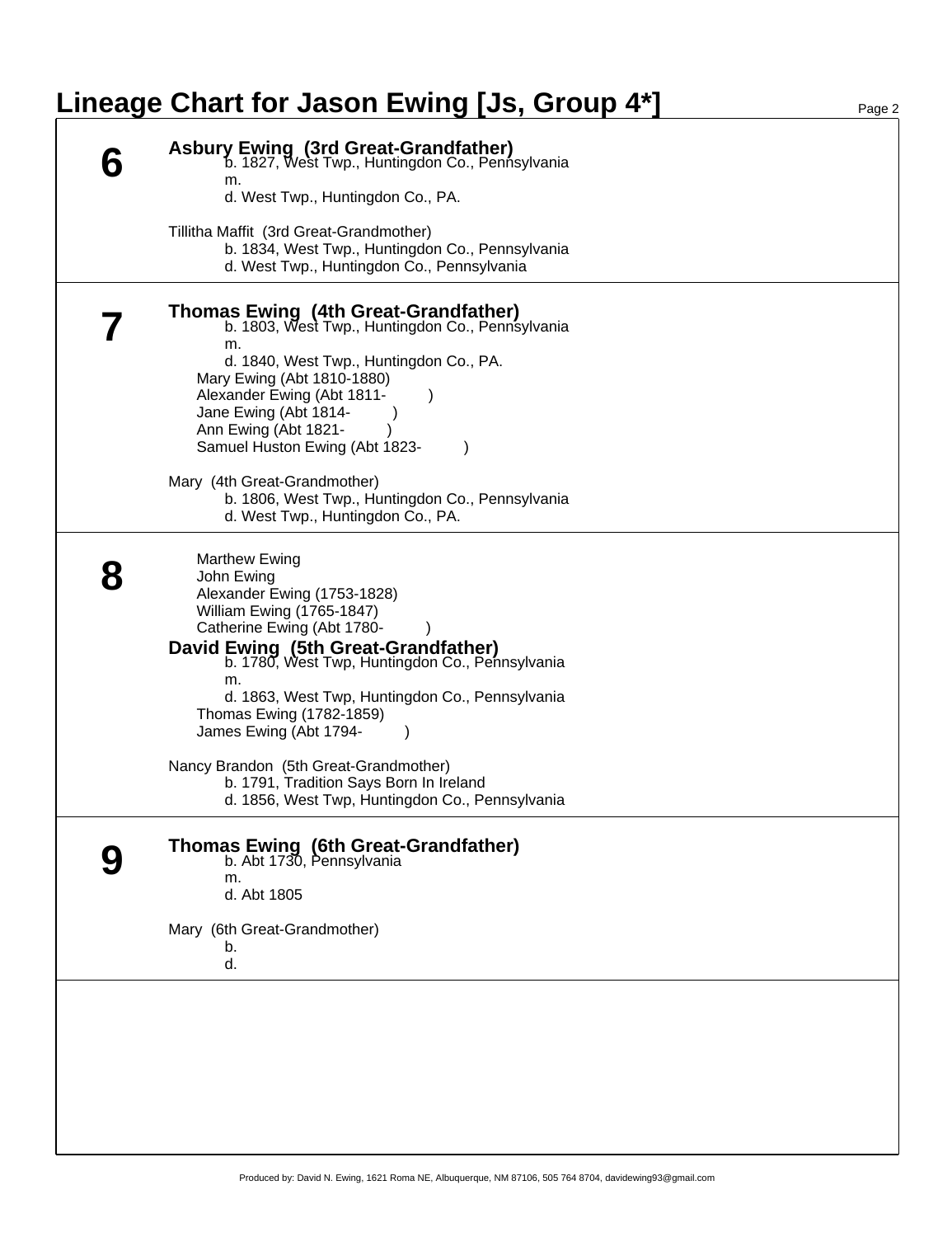# Lineage Chart for Jason Ewing [Js, Group 4*]

## 6

**Asbury Ewing (3rd Great-Grandfather)**
b. 1827, West Twp., Huntingdon Co., Pennsylvania
m.
d. West Twp., Huntingdon Co., PA.

Tillitha Maffit (3rd Great-Grandmother)
b. 1834, West Twp., Huntingdon Co., Pennsylvania
d. West Twp., Huntingdon Co., Pennsylvania

## 7

**Thomas Ewing (4th Great-Grandfather)**
b. 1803, West Twp., Huntingdon Co., Pennsylvania
m.
d. 1840, West Twp., Huntingdon Co., PA.

- Mary Ewing (Abt 1810-1880)
- Alexander Ewing (Abt 1811- )
- Jane Ewing (Abt 1814- )
- Ann Ewing (Abt 1821- )
- Samuel Huston Ewing (Abt 1823- )

Mary (4th Great-Grandmother)
b. 1806, West Twp., Huntingdon Co., Pennsylvania
d. West Twp., Huntingdon Co., PA.

## 8

- Marthew Ewing
- John Ewing
- Alexander Ewing (1753-1828)
- William Ewing (1765-1847)
- Catherine Ewing (Abt 1780- )

**David Ewing (5th Great-Grandfather)**
b. 1780, West Twp, Huntingdon Co., Pennsylvania
m.
d. 1863, West Twp, Huntingdon Co., Pennsylvania

- Thomas Ewing (1782-1859)
- James Ewing (Abt 1794- )

Nancy Brandon (5th Great-Grandmother)
b. 1791, Tradition Says Born In Ireland
d. 1856, West Twp, Huntingdon Co., Pennsylvania

## 9

**Thomas Ewing (6th Great-Grandfather)**
b. Abt 1730, Pennsylvania
m.
d. Abt 1805

Mary (6th Great-Grandmother)
b.
d.

Produced by: David N. Ewing, 1621 Roma NE, Albuquerque, NM 87106, 505 764 8704, davidewing93@gmail.com